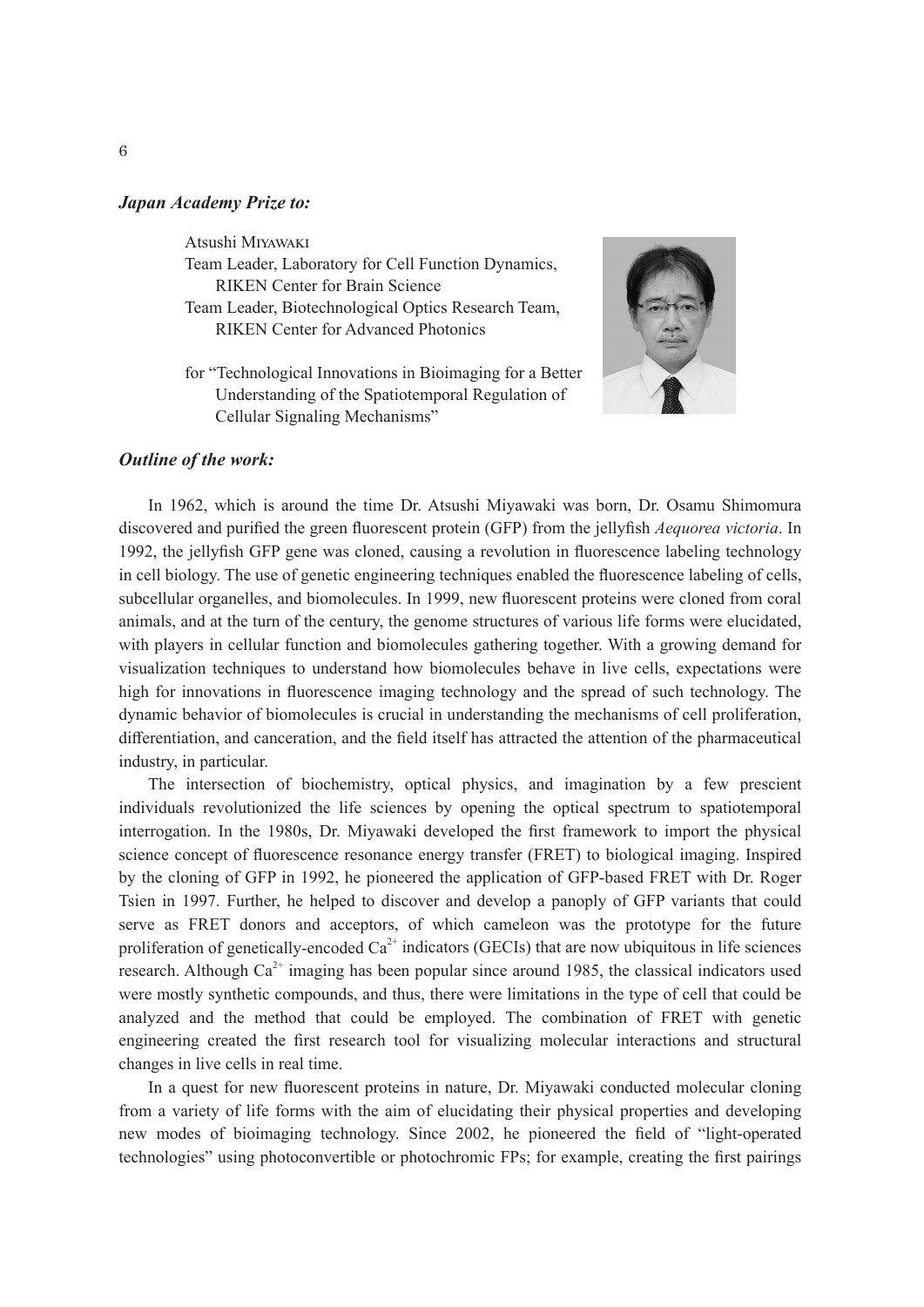***Japan Academy Prize to:***

Atsushi Miyawaki
Team Leader, Laboratory for Cell Function Dynamics, RIKEN Center for Brain Science
Team Leader, Biotechnological Optics Research Team, RIKEN Center for Advanced Photonics

for "Technological Innovations in Bioimaging for a Better Understanding of the Spatiotemporal Regulation of Cellular Signaling Mechanisms"

***Outline of the work:***

In 1962, which is around the time Dr. Atsushi Miyawaki was born, Dr. Osamu Shimomura discovered and purified the green fluorescent protein (GFP) from the jellyfish *Aequorea victoria*. In 1992, the jellyfish GFP gene was cloned, causing a revolution in fluorescence labeling technology in cell biology. The use of genetic engineering techniques enabled the fluorescence labeling of cells, subcellular organelles, and biomolecules. In 1999, new fluorescent proteins were cloned from coral animals, and at the turn of the century, the genome structures of various life forms were elucidated, with players in cellular function and biomolecules gathering together. With a growing demand for visualization techniques to understand how biomolecules behave in live cells, expectations were high for innovations in fluorescence imaging technology and the spread of such technology. The dynamic behavior of biomolecules is crucial in understanding the mechanisms of cell proliferation, differentiation, and canceration, and the field itself has attracted the attention of the pharmaceutical industry, in particular.

The intersection of biochemistry, optical physics, and imagination by a few prescient individuals revolutionized the life sciences by opening the optical spectrum to spatiotemporal interrogation. In the 1980s, Dr. Miyawaki developed the first framework to import the physical science concept of fluorescence resonance energy transfer (FRET) to biological imaging. Inspired by the cloning of GFP in 1992, he pioneered the application of GFP-based FRET with Dr. Roger Tsien in 1997. Further, he helped to discover and develop a panoply of GFP variants that could serve as FRET donors and acceptors, of which cameleon was the prototype for the future proliferation of genetically-encoded $Ca^{2+}$ indicators (GECIs) that are now ubiquitous in life sciences research. Although $Ca^{2+}$ imaging has been popular since around 1985, the classical indicators used were mostly synthetic compounds, and thus, there were limitations in the type of cell that could be analyzed and the method that could be employed. The combination of FRET with genetic engineering created the first research tool for visualizing molecular interactions and structural changes in live cells in real time.

In a quest for new fluorescent proteins in nature, Dr. Miyawaki conducted molecular cloning from a variety of life forms with the aim of elucidating their physical properties and developing new modes of bioimaging technology. Since 2002, he pioneered the field of "light-operated technologies" using photoconvertible or photochromic FPs; for example, creating the first pairings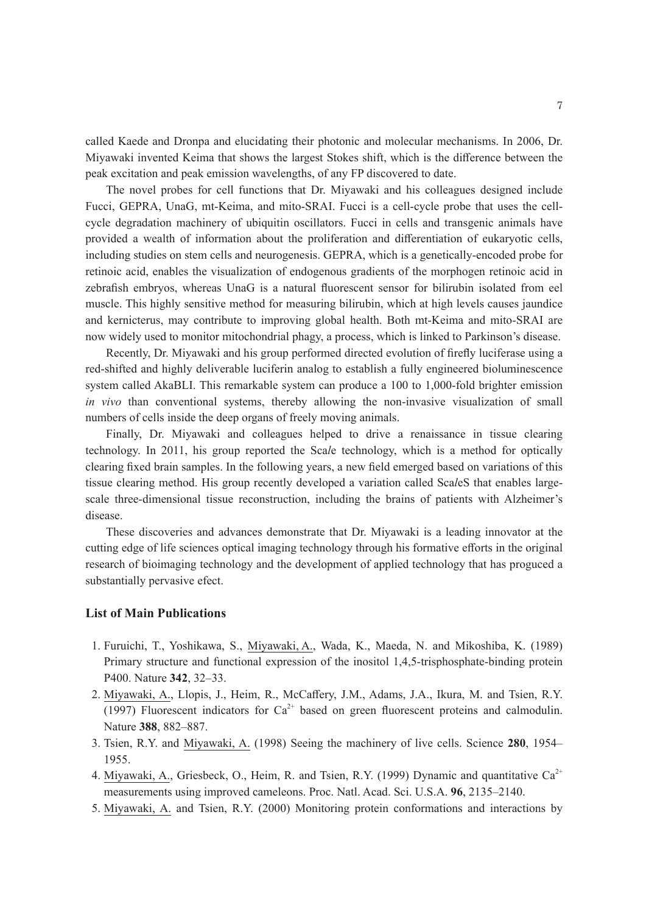called Kaede and Dronpa and elucidating their photonic and molecular mechanisms. In 2006, Dr. Miyawaki invented Keima that shows the largest Stokes shift, which is the difference between the peak excitation and peak emission wavelengths, of any FP discovered to date.

The novel probes for cell functions that Dr. Miyawaki and his colleagues designed include Fucci, GEPRA, UnaG, mt-Keima, and mito-SRAI. Fucci is a cell-cycle probe that uses the cell-cycle degradation machinery of ubiquitin oscillators. Fucci in cells and transgenic animals have provided a wealth of information about the proliferation and differentiation of eukaryotic cells, including studies on stem cells and neurogenesis. GEPRA, which is a genetically-encoded probe for retinoic acid, enables the visualization of endogenous gradients of the morphogen retinoic acid in zebrafish embryos, whereas UnaG is a natural fluorescent sensor for bilirubin isolated from eel muscle. This highly sensitive method for measuring bilirubin, which at high levels causes jaundice and kernicterus, may contribute to improving global health. Both mt-Keima and mito-SRAI are now widely used to monitor mitochondrial phagy, a process, which is linked to Parkinson's disease.

Recently, Dr. Miyawaki and his group performed directed evolution of firefly luciferase using a red-shifted and highly deliverable luciferin analog to establish a fully engineered bioluminescence system called AkaBLI. This remarkable system can produce a 100 to 1,000-fold brighter emission *in vivo* than conventional systems, thereby allowing the non-invasive visualization of small numbers of cells inside the deep organs of freely moving animals.

Finally, Dr. Miyawaki and colleagues helped to drive a renaissance in tissue clearing technology. In 2011, his group reported the Sca*l*e technology, which is a method for optically clearing fixed brain samples. In the following years, a new field emerged based on variations of this tissue clearing method. His group recently developed a variation called Sca*l*eS that enables large-scale three-dimensional tissue reconstruction, including the brains of patients with Alzheimer's disease.

These discoveries and advances demonstrate that Dr. Miyawaki is a leading innovator at the cutting edge of life sciences optical imaging technology through his formative efforts in the original research of bioimaging technology and the development of applied technology that has proguced a substantially pervasive efect.

## List of Main Publications

1. Furuichi, T., Yoshikawa, S., Miyawaki, A., Wada, K., Maeda, N. and Mikoshiba, K. (1989) Primary structure and functional expression of the inositol 1,4,5-trisphosphate-binding protein P400. Nature **342**, 32–33.
2. Miyawaki, A., Llopis, J., Heim, R., McCaffery, J.M., Adams, J.A., Ikura, M. and Tsien, R.Y. (1997) Fluorescent indicators for $Ca^{2+}$ based on green fluorescent proteins and calmodulin. Nature **388**, 882–887.
3. Tsien, R.Y. and Miyawaki, A. (1998) Seeing the machinery of live cells. Science **280**, 1954–1955.
4. Miyawaki, A., Griesbeck, O., Heim, R. and Tsien, R.Y. (1999) Dynamic and quantitative $Ca^{2+}$ measurements using improved cameleons. Proc. Natl. Acad. Sci. U.S.A. **96**, 2135–2140.
5. Miyawaki, A. and Tsien, R.Y. (2000) Monitoring protein conformations and interactions by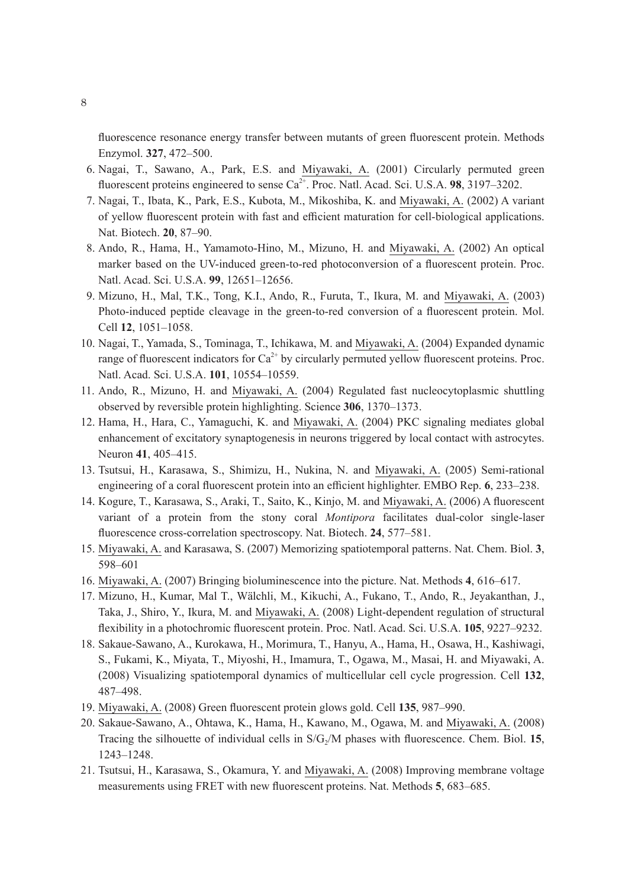fluorescence resonance energy transfer between mutants of green fluorescent protein. Methods Enzymol. **327**, 472–500.

6. Nagai, T., Sawano, A., Park, E.S. and Miyawaki, A. (2001) Circularly permuted green fluorescent proteins engineered to sense $Ca^{2+}$. Proc. Natl. Acad. Sci. U.S.A. **98**, 3197–3202.
7. Nagai, T., Ibata, K., Park, E.S., Kubota, M., Mikoshiba, K. and Miyawaki, A. (2002) A variant of yellow fluorescent protein with fast and efficient maturation for cell-biological applications. Nat. Biotech. **20**, 87–90.
8. Ando, R., Hama, H., Yamamoto-Hino, M., Mizuno, H. and Miyawaki, A. (2002) An optical marker based on the UV-induced green-to-red photoconversion of a fluorescent protein. Proc. Natl. Acad. Sci. U.S.A. **99**, 12651–12656.
9. Mizuno, H., Mal, T.K., Tong, K.I., Ando, R., Furuta, T., Ikura, M. and Miyawaki, A. (2003) Photo-induced peptide cleavage in the green-to-red conversion of a fluorescent protein. Mol. Cell **12**, 1051–1058.
10. Nagai, T., Yamada, S., Tominaga, T., Ichikawa, M. and Miyawaki, A. (2004) Expanded dynamic range of fluorescent indicators for $Ca^{2+}$ by circularly permuted yellow fluorescent proteins. Proc. Natl. Acad. Sci. U.S.A. **101**, 10554–10559.
11. Ando, R., Mizuno, H. and Miyawaki, A. (2004) Regulated fast nucleocytoplasmic shuttling observed by reversible protein highlighting. Science **306**, 1370–1373.
12. Hama, H., Hara, C., Yamaguchi, K. and Miyawaki, A. (2004) PKC signaling mediates global enhancement of excitatory synaptogenesis in neurons triggered by local contact with astrocytes. Neuron **41**, 405–415.
13. Tsutsui, H., Karasawa, S., Shimizu, H., Nukina, N. and Miyawaki, A. (2005) Semi-rational engineering of a coral fluorescent protein into an efficient highlighter. EMBO Rep. **6**, 233–238.
14. Kogure, T., Karasawa, S., Araki, T., Saito, K., Kinjo, M. and Miyawaki, A. (2006) A fluorescent variant of a protein from the stony coral *Montipora* facilitates dual-color single-laser fluorescence cross-correlation spectroscopy. Nat. Biotech. **24**, 577–581.
15. Miyawaki, A. and Karasawa, S. (2007) Memorizing spatiotemporal patterns. Nat. Chem. Biol. **3**, 598–601
16. Miyawaki, A. (2007) Bringing bioluminescence into the picture. Nat. Methods **4**, 616–617.
17. Mizuno, H., Kumar, Mal T., Wälchli, M., Kikuchi, A., Fukano, T., Ando, R., Jeyakanthan, J., Taka, J., Shiro, Y., Ikura, M. and Miyawaki, A. (2008) Light-dependent regulation of structural flexibility in a photochromic fluorescent protein. Proc. Natl. Acad. Sci. U.S.A. **105**, 9227–9232.
18. Sakaue-Sawano, A., Kurokawa, H., Morimura, T., Hanyu, A., Hama, H., Osawa, H., Kashiwagi, S., Fukami, K., Miyata, T., Miyoshi, H., Imamura, T., Ogawa, M., Masai, H. and Miyawaki, A. (2008) Visualizing spatiotemporal dynamics of multicellular cell cycle progression. Cell **132**, 487–498.
19. Miyawaki, A. (2008) Green fluorescent protein glows gold. Cell **135**, 987–990.
20. Sakaue-Sawano, A., Ohtawa, K., Hama, H., Kawano, M., Ogawa, M. and Miyawaki, A. (2008) Tracing the silhouette of individual cells in $S/G_2/M$ phases with fluorescence. Chem. Biol. **15**, 1243–1248.
21. Tsutsui, H., Karasawa, S., Okamura, Y. and Miyawaki, A. (2008) Improving membrane voltage measurements using FRET with new fluorescent proteins. Nat. Methods **5**, 683–685.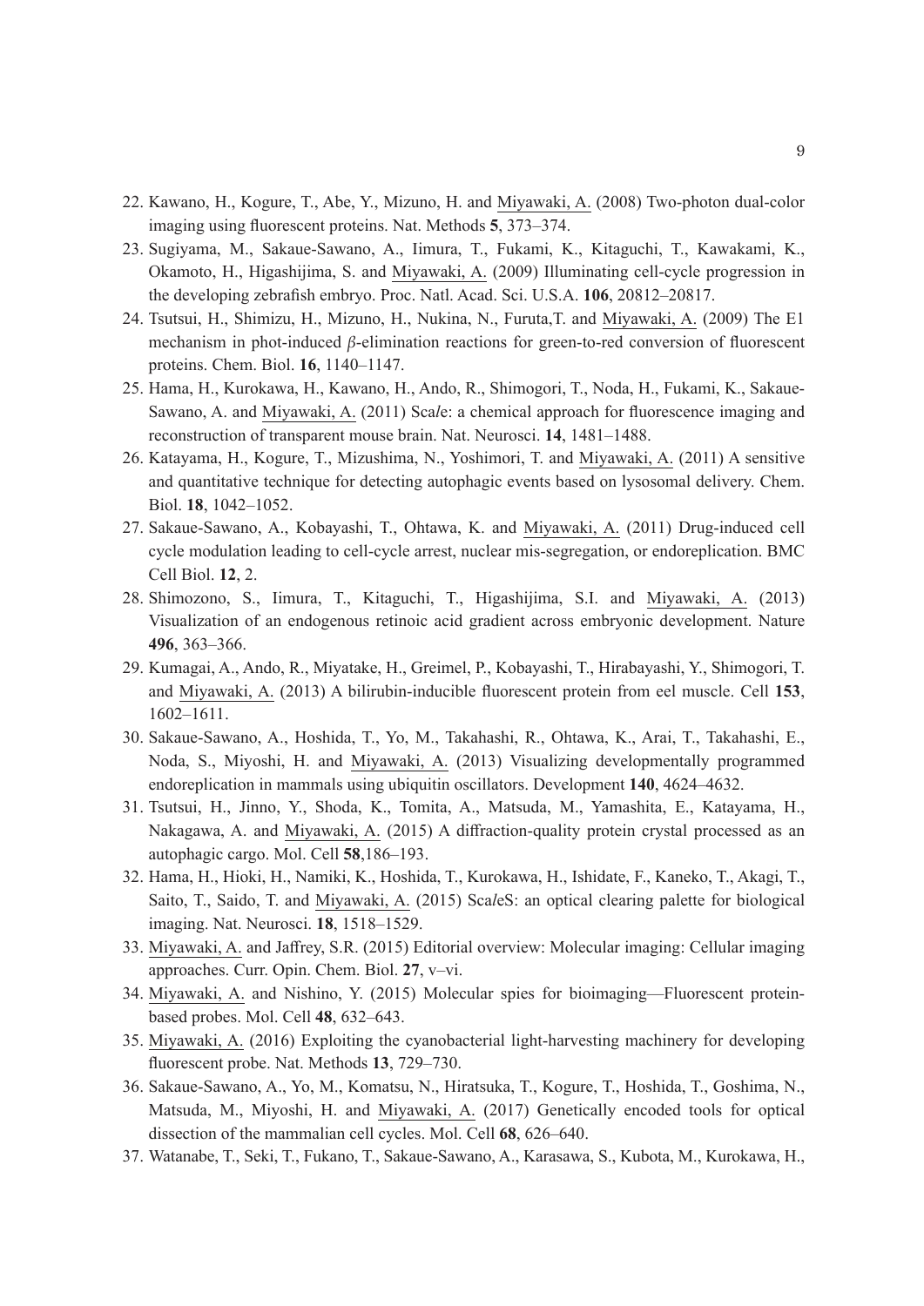22. Kawano, H., Kogure, T., Abe, Y., Mizuno, H. and Miyawaki, A. (2008) Two-photon dual-color imaging using fluorescent proteins. Nat. Methods **5**, 373–374.
23. Sugiyama, M., Sakaue-Sawano, A., Iimura, T., Fukami, K., Kitaguchi, T., Kawakami, K., Okamoto, H., Higashijima, S. and Miyawaki, A. (2009) Illuminating cell-cycle progression in the developing zebrafish embryo. Proc. Natl. Acad. Sci. U.S.A. **106**, 20812–20817.
24. Tsutsui, H., Shimizu, H., Mizuno, H., Nukina, N., Furuta,T. and Miyawaki, A. (2009) The E1 mechanism in phot-induced $\beta$-elimination reactions for green-to-red conversion of fluorescent proteins. Chem. Biol. **16**, 1140–1147.
25. Hama, H., Kurokawa, H., Kawano, H., Ando, R., Shimogori, T., Noda, H., Fukami, K., Sakaue-Sawano, A. and Miyawaki, A. (2011) Sca*l*e: a chemical approach for fluorescence imaging and reconstruction of transparent mouse brain. Nat. Neurosci. **14**, 1481–1488.
26. Katayama, H., Kogure, T., Mizushima, N., Yoshimori, T. and Miyawaki, A. (2011) A sensitive and quantitative technique for detecting autophagic events based on lysosomal delivery. Chem. Biol. **18**, 1042–1052.
27. Sakaue-Sawano, A., Kobayashi, T., Ohtawa, K. and Miyawaki, A. (2011) Drug-induced cell cycle modulation leading to cell-cycle arrest, nuclear mis-segregation, or endoreplication. BMC Cell Biol. **12**, 2.
28. Shimozono, S., Iimura, T., Kitaguchi, T., Higashijima, S.I. and Miyawaki, A. (2013) Visualization of an endogenous retinoic acid gradient across embryonic development. Nature **496**, 363–366.
29. Kumagai, A., Ando, R., Miyatake, H., Greimel, P., Kobayashi, T., Hirabayashi, Y., Shimogori, T. and Miyawaki, A. (2013) A bilirubin-inducible fluorescent protein from eel muscle. Cell **153**, 1602–1611.
30. Sakaue-Sawano, A., Hoshida, T., Yo, M., Takahashi, R., Ohtawa, K., Arai, T., Takahashi, E., Noda, S., Miyoshi, H. and Miyawaki, A. (2013) Visualizing developmentally programmed endoreplication in mammals using ubiquitin oscillators. Development **140**, 4624–4632.
31. Tsutsui, H., Jinno, Y., Shoda, K., Tomita, A., Matsuda, M., Yamashita, E., Katayama, H., Nakagawa, A. and Miyawaki, A. (2015) A diffraction-quality protein crystal processed as an autophagic cargo. Mol. Cell **58**,186–193.
32. Hama, H., Hioki, H., Namiki, K., Hoshida, T., Kurokawa, H., Ishidate, F., Kaneko, T., Akagi, T., Saito, T., Saido, T. and Miyawaki, A. (2015) Sca*l*eS: an optical clearing palette for biological imaging. Nat. Neurosci. **18**, 1518–1529.
33. Miyawaki, A. and Jaffrey, S.R. (2015) Editorial overview: Molecular imaging: Cellular imaging approaches. Curr. Opin. Chem. Biol. **27**, v–vi.
34. Miyawaki, A. and Nishino, Y. (2015) Molecular spies for bioimaging—Fluorescent protein-based probes. Mol. Cell **48**, 632–643.
35. Miyawaki, A. (2016) Exploiting the cyanobacterial light-harvesting machinery for developing fluorescent probe. Nat. Methods **13**, 729–730.
36. Sakaue-Sawano, A., Yo, M., Komatsu, N., Hiratsuka, T., Kogure, T., Hoshida, T., Goshima, N., Matsuda, M., Miyoshi, H. and Miyawaki, A. (2017) Genetically encoded tools for optical dissection of the mammalian cell cycles. Mol. Cell **68**, 626–640.
37. Watanabe, T., Seki, T., Fukano, T., Sakaue-Sawano, A., Karasawa, S., Kubota, M., Kurokawa, H.,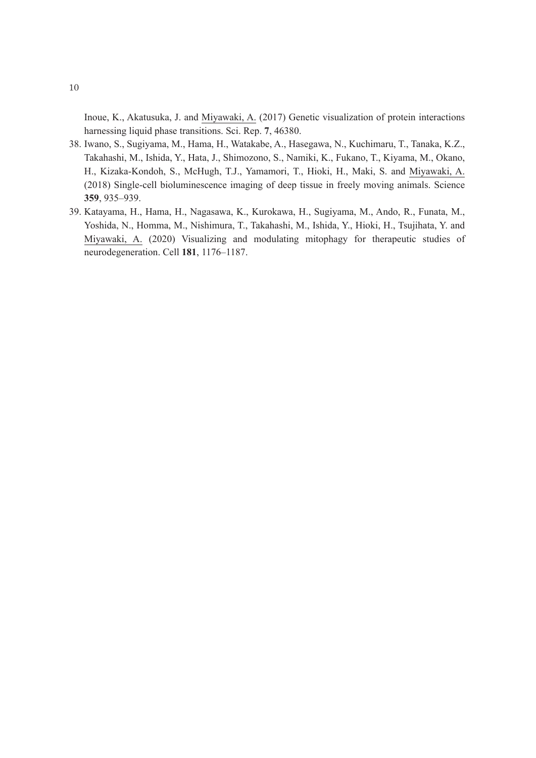Inoue, K., Akatusuka, J. and Miyawaki, A. (2017) Genetic visualization of protein interactions harnessing liquid phase transitions. Sci. Rep. **7**, 46380.

38. Iwano, S., Sugiyama, M., Hama, H., Watakabe, A., Hasegawa, N., Kuchimaru, T., Tanaka, K.Z., Takahashi, M., Ishida, Y., Hata, J., Shimozono, S., Namiki, K., Fukano, T., Kiyama, M., Okano, H., Kizaka-Kondoh, S., McHugh, T.J., Yamamori, T., Hioki, H., Maki, S. and Miyawaki, A. (2018) Single-cell bioluminescence imaging of deep tissue in freely moving animals. Science **359**, 935–939.
39. Katayama, H., Hama, H., Nagasawa, K., Kurokawa, H., Sugiyama, M., Ando, R., Funata, M., Yoshida, N., Homma, M., Nishimura, T., Takahashi, M., Ishida, Y., Hioki, H., Tsujihata, Y. and Miyawaki, A. (2020) Visualizing and modulating mitophagy for therapeutic studies of neurodegeneration. Cell **181**, 1176–1187.